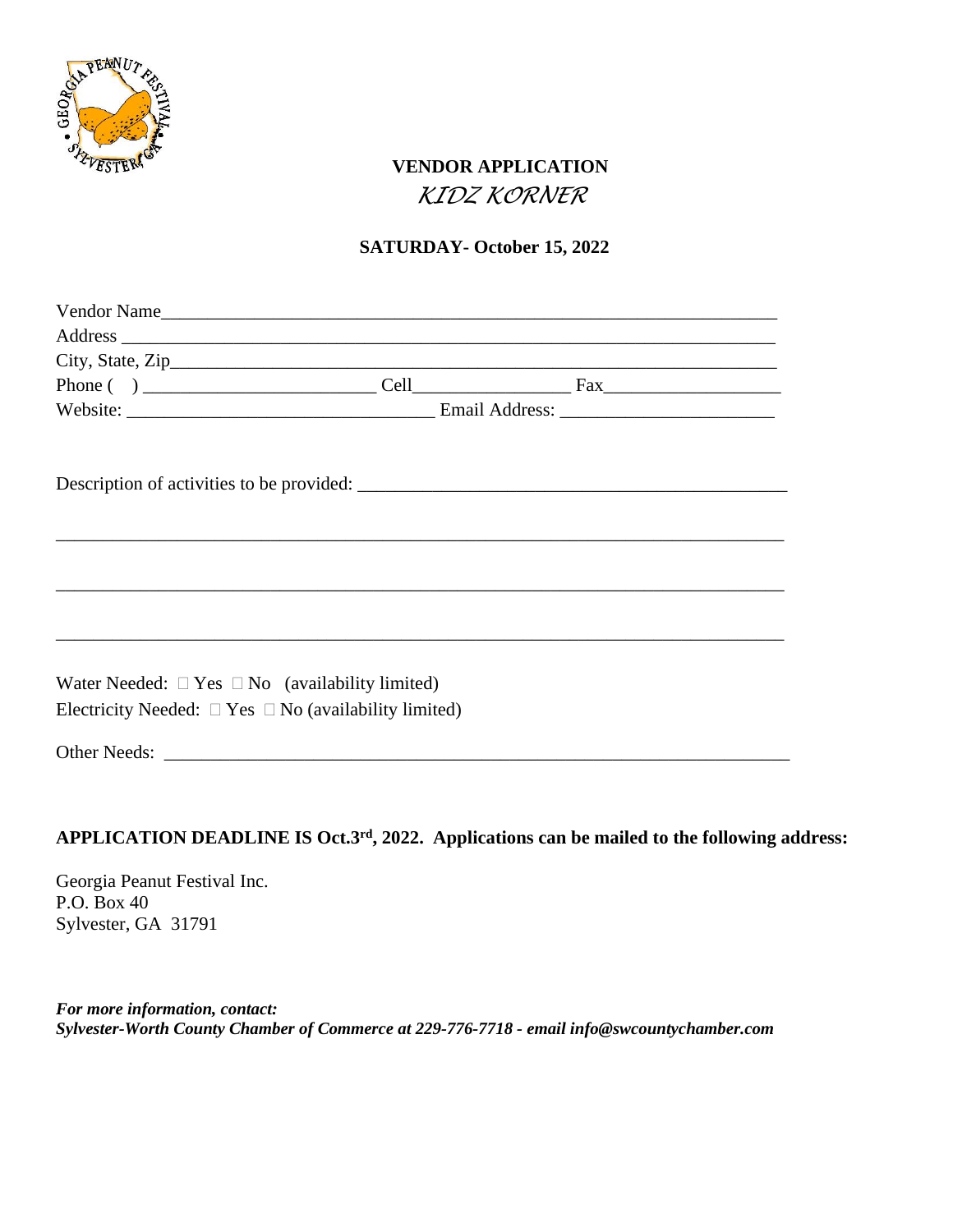# VENDOR APPLICATION

## KIDZ KORNER

**SATURDAY- October 15, 2022**

Vendor Name___________________________________________________________________

Address ______________________________________________________________________

City, State, Zip_______________________________________________________________

Phone ( ) _________________________ Cell________________ Fax___________________

Website: _________________________________ Email Address: ______________________

Description of activities to be provided: _____________________________________________

___________________________________________________________________________

___________________________________________________________________________

___________________________________________________________________________

Water Needed: ☐ Yes ☐ No (availability limited)

Electricity Needed: ☐ Yes ☐ No (availability limited)

Other Needs: _____________________________________________________________________

**APPLICATION DEADLINE IS Oct.3rd, 2022. Applications can be mailed to the following address:**

Georgia Peanut Festival Inc.
P.O. Box 40
Sylvester, GA 31791

***For more information, contact:***
***Sylvester-Worth County Chamber of Commerce at 229-776-7718 - email info@swcountychamber.com***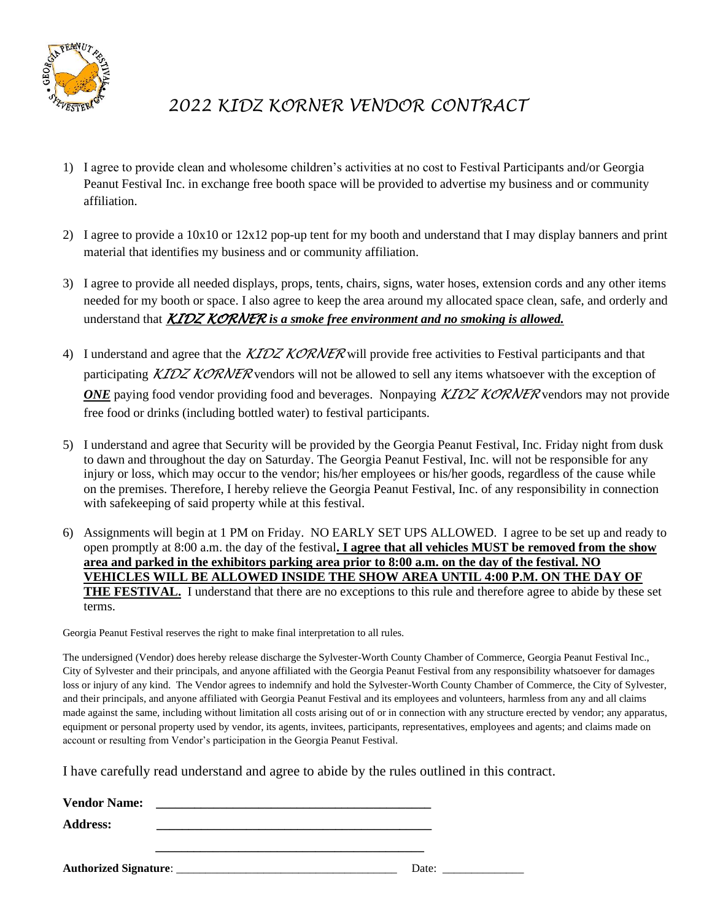# 2022 KIDZ KORNER VENDOR CONTRACT

1) I agree to provide clean and wholesome children's activities at no cost to Festival Participants and/or Georgia Peanut Festival Inc. in exchange free booth space will be provided to advertise my business and or community affiliation.

2) I agree to provide a 10x10 or 12x12 pop-up tent for my booth and understand that I may display banners and print material that identifies my business and or community affiliation.

3) I agree to provide all needed displays, props, tents, chairs, signs, water hoses, extension cords and any other items needed for my booth or space. I also agree to keep the area around my allocated space clean, safe, and orderly and understand that ***KIDZ KORNER is a smoke free environment and no smoking is allowed.***

4) I understand and agree that the *KIDZ KORNER* will provide free activities to Festival participants and that participating *KIDZ KORNER* vendors will not be allowed to sell any items whatsoever with the exception of ***ONE*** paying food vendor providing food and beverages. Nonpaying *KIDZ KORNER* vendors may not provide free food or drinks (including bottled water) to festival participants.

5) I understand and agree that Security will be provided by the Georgia Peanut Festival, Inc. Friday night from dusk to dawn and throughout the day on Saturday. The Georgia Peanut Festival, Inc. will not be responsible for any injury or loss, which may occur to the vendor; his/her employees or his/her goods, regardless of the cause while on the premises. Therefore, I hereby relieve the Georgia Peanut Festival, Inc. of any responsibility in connection with safekeeping of said property while at this festival.

6) Assignments will begin at 1 PM on Friday. NO EARLY SET UPS ALLOWED. I agree to be set up and ready to open promptly at 8:00 a.m. the day of the festival**. I agree that all vehicles MUST be removed from the show area and parked in the exhibitors parking area prior to 8:00 a.m. on the day of the festival. NO VEHICLES WILL BE ALLOWED INSIDE THE SHOW AREA UNTIL 4:00 P.M. ON THE DAY OF THE FESTIVAL.** I understand that there are no exceptions to this rule and therefore agree to abide by these set terms.

Georgia Peanut Festival reserves the right to make final interpretation to all rules.

The undersigned (Vendor) does hereby release discharge the Sylvester-Worth County Chamber of Commerce, Georgia Peanut Festival Inc., City of Sylvester and their principals, and anyone affiliated with the Georgia Peanut Festival from any responsibility whatsoever for damages loss or injury of any kind. The Vendor agrees to indemnify and hold the Sylvester-Worth County Chamber of Commerce, the City of Sylvester, and their principals, and anyone affiliated with Georgia Peanut Festival and its employees and volunteers, harmless from any and all claims made against the same, including without limitation all costs arising out of or in connection with any structure erected by vendor; any apparatus, equipment or personal property used by vendor, its agents, invitees, participants, representatives, employees and agents; and claims made on account or resulting from Vendor's participation in the Georgia Peanut Festival.

I have carefully read understand and agree to abide by the rules outlined in this contract.

**Vendor Name:** ___________________________________________

**Address:** ___________________________________________

___________________________________________

**Authorized Signature**: _____________________________________ Date: ______________